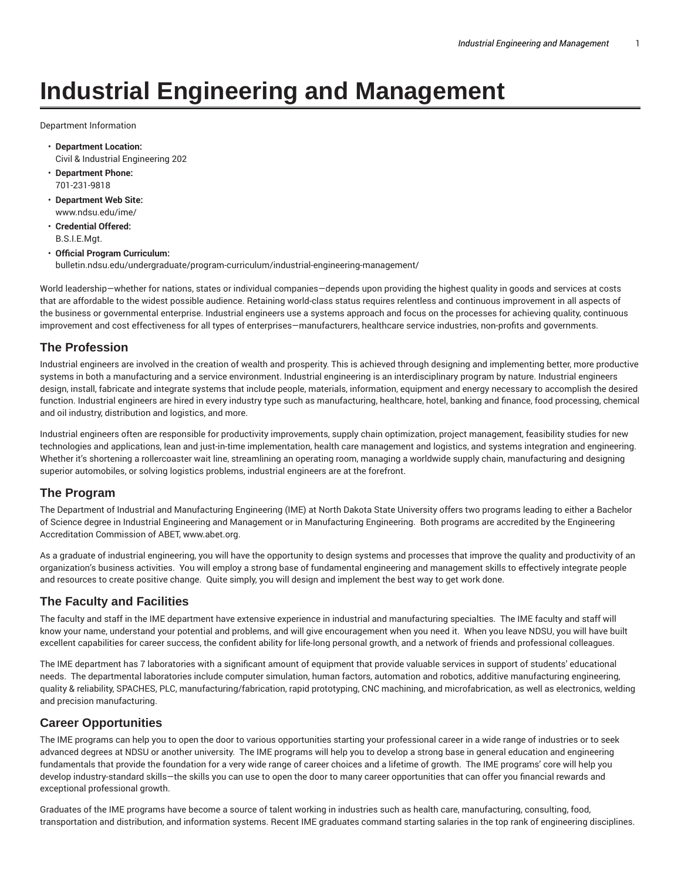# Industrial Engineering and Management

Department Information

- **Department Location:**
  Civil & Industrial Engineering 202
- **Department Phone:**
  701-231-9818
- **Department Web Site:**
  www.ndsu.edu/ime/
- **Credential Offered:**
  B.S.I.E.Mgt.
- **Official Program Curriculum:**
  bulletin.ndsu.edu/undergraduate/program-curriculum/industrial-engineering-management/

World leadership—whether for nations, states or individual companies—depends upon providing the highest quality in goods and services at costs that are affordable to the widest possible audience. Retaining world-class status requires relentless and continuous improvement in all aspects of the business or governmental enterprise. Industrial engineers use a systems approach and focus on the processes for achieving quality, continuous improvement and cost effectiveness for all types of enterprises—manufacturers, healthcare service industries, non-profits and governments.

## The Profession

Industrial engineers are involved in the creation of wealth and prosperity. This is achieved through designing and implementing better, more productive systems in both a manufacturing and a service environment. Industrial engineering is an interdisciplinary program by nature. Industrial engineers design, install, fabricate and integrate systems that include people, materials, information, equipment and energy necessary to accomplish the desired function. Industrial engineers are hired in every industry type such as manufacturing, healthcare, hotel, banking and finance, food processing, chemical and oil industry, distribution and logistics, and more.

Industrial engineers often are responsible for productivity improvements, supply chain optimization, project management, feasibility studies for new technologies and applications, lean and just-in-time implementation, health care management and logistics, and systems integration and engineering. Whether it's shortening a rollercoaster wait line, streamlining an operating room, managing a worldwide supply chain, manufacturing and designing superior automobiles, or solving logistics problems, industrial engineers are at the forefront.

## The Program

The Department of Industrial and Manufacturing Engineering (IME) at North Dakota State University offers two programs leading to either a Bachelor of Science degree in Industrial Engineering and Management or in Manufacturing Engineering. Both programs are accredited by the Engineering Accreditation Commission of ABET, www.abet.org.

As a graduate of industrial engineering, you will have the opportunity to design systems and processes that improve the quality and productivity of an organization's business activities. You will employ a strong base of fundamental engineering and management skills to effectively integrate people and resources to create positive change. Quite simply, you will design and implement the best way to get work done.

## The Faculty and Facilities

The faculty and staff in the IME department have extensive experience in industrial and manufacturing specialties. The IME faculty and staff will know your name, understand your potential and problems, and will give encouragement when you need it. When you leave NDSU, you will have built excellent capabilities for career success, the confident ability for life-long personal growth, and a network of friends and professional colleagues.

The IME department has 7 laboratories with a significant amount of equipment that provide valuable services in support of students' educational needs. The departmental laboratories include computer simulation, human factors, automation and robotics, additive manufacturing engineering, quality & reliability, SPACHES, PLC, manufacturing/fabrication, rapid prototyping, CNC machining, and microfabrication, as well as electronics, welding and precision manufacturing.

## Career Opportunities

The IME programs can help you to open the door to various opportunities starting your professional career in a wide range of industries or to seek advanced degrees at NDSU or another university. The IME programs will help you to develop a strong base in general education and engineering fundamentals that provide the foundation for a very wide range of career choices and a lifetime of growth. The IME programs' core will help you develop industry-standard skills—the skills you can use to open the door to many career opportunities that can offer you financial rewards and exceptional professional growth.

Graduates of the IME programs have become a source of talent working in industries such as health care, manufacturing, consulting, food, transportation and distribution, and information systems. Recent IME graduates command starting salaries in the top rank of engineering disciplines.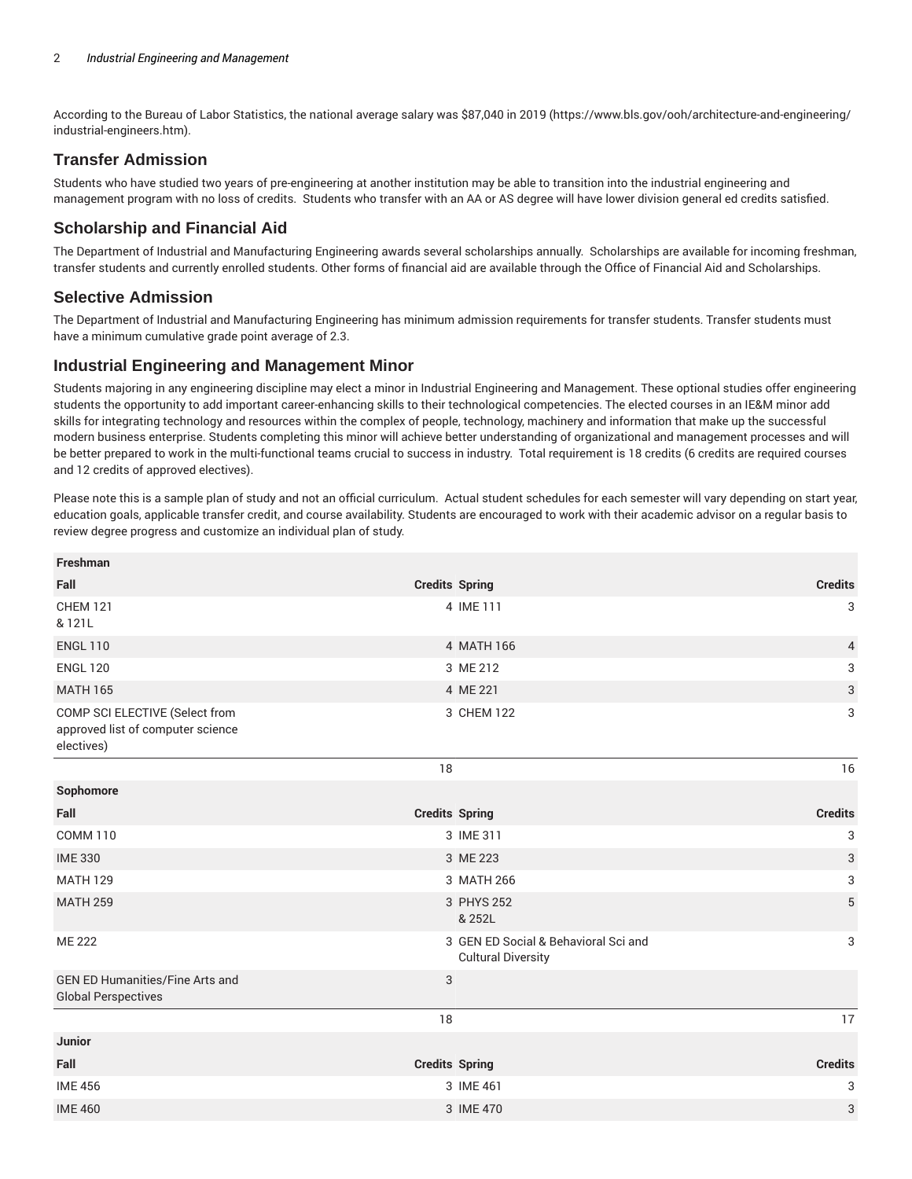According to the Bureau of Labor Statistics, the national average salary was $87,040 in 2019 (https://www.bls.gov/ooh/architecture-and-engineering/industrial-engineers.htm).

## Transfer Admission

Students who have studied two years of pre-engineering at another institution may be able to transition into the industrial engineering and management program with no loss of credits. Students who transfer with an AA or AS degree will have lower division general ed credits satisfied.

## Scholarship and Financial Aid

The Department of Industrial and Manufacturing Engineering awards several scholarships annually. Scholarships are available for incoming freshman, transfer students and currently enrolled students. Other forms of financial aid are available through the Office of Financial Aid and Scholarships.

## Selective Admission

The Department of Industrial and Manufacturing Engineering has minimum admission requirements for transfer students. Transfer students must have a minimum cumulative grade point average of 2.3.

## Industrial Engineering and Management Minor

Students majoring in any engineering discipline may elect a minor in Industrial Engineering and Management. These optional studies offer engineering students the opportunity to add important career-enhancing skills to their technological competencies. The elected courses in an IE&M minor add skills for integrating technology and resources within the complex of people, technology, machinery and information that make up the successful modern business enterprise. Students completing this minor will achieve better understanding of organizational and management processes and will be better prepared to work in the multi-functional teams crucial to success in industry. Total requirement is 18 credits (6 credits are required courses and 12 credits of approved electives).

Please note this is a sample plan of study and not an official curriculum. Actual student schedules for each semester will vary depending on start year, education goals, applicable transfer credit, and course availability. Students are encouraged to work with their academic advisor on a regular basis to review degree progress and customize an individual plan of study.

| | | | |
|---|---|---|---|
| **Freshman** | | | |
| **Fall** | **Credits** | **Spring** | **Credits** |
| CHEM 121 & 121L | 4 | IME 111 | 3 |
| ENGL 110 | 4 | MATH 166 | 4 |
| ENGL 120 | 3 | ME 212 | 3 |
| MATH 165 | 4 | ME 221 | 3 |
| COMP SCI ELECTIVE (Select from approved list of computer science electives) | 3 | CHEM 122 | 3 |
| | 18 | | 16 |
| **Sophomore** | | | |
| **Fall** | **Credits** | **Spring** | **Credits** |
| COMM 110 | 3 | IME 311 | 3 |
| IME 330 | 3 | ME 223 | 3 |
| MATH 129 | 3 | MATH 266 | 3 |
| MATH 259 | 3 | PHYS 252 & 252L | 5 |
| ME 222 | 3 | GEN ED Social & Behavioral Sci and Cultural Diversity | 3 |
| GEN ED Humanities/Fine Arts and Global Perspectives | 3 | | |
| | 18 | | 17 |
| **Junior** | | | |
| **Fall** | **Credits** | **Spring** | **Credits** |
| IME 456 | 3 | IME 461 | 3 |
| IME 460 | 3 | IME 470 | 3 |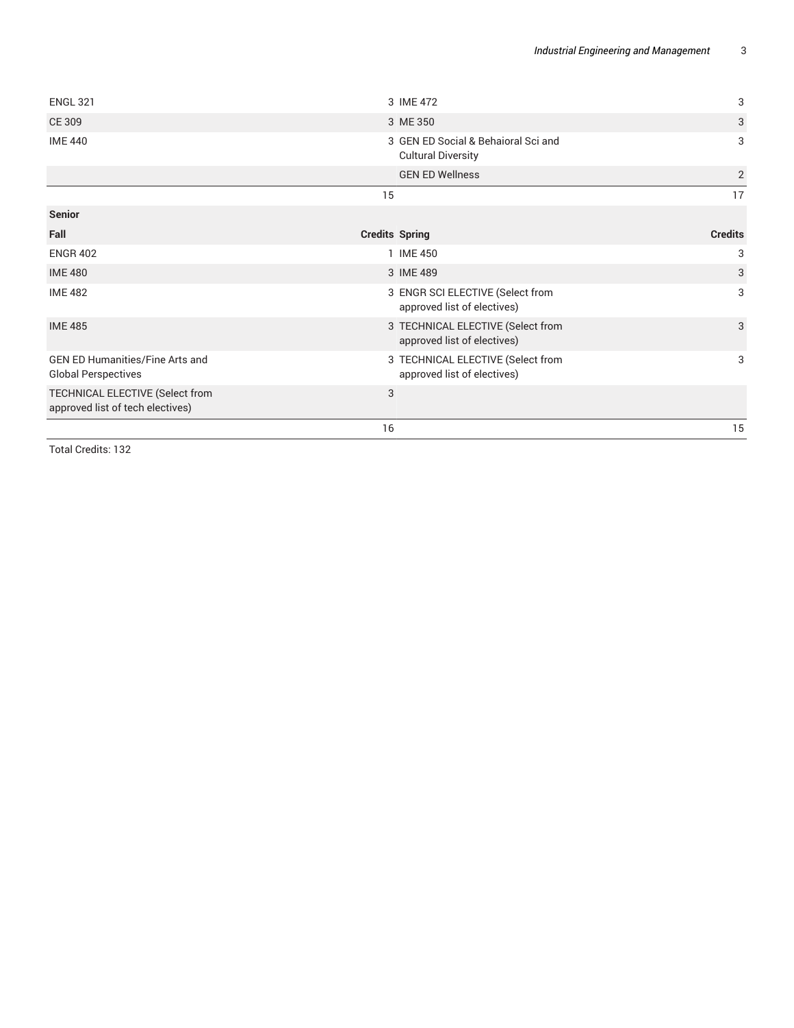| | | | |
|---|---|---|---|
| ENGL 321 | 3 | IME 472 | 3 |
| CE 309 | 3 | ME 350 | 3 |
| IME 440 | 3 | GEN ED Social & Behaioral Sci and Cultural Diversity | 3 |
| | | GEN ED Wellness | 2 |
| | 15 | | 17 |
| **Senior** | | | |
| **Fall** | **Credits** | **Spring** | **Credits** |
| ENGR 402 | 1 | IME 450 | 3 |
| IME 480 | 3 | IME 489 | 3 |
| IME 482 | 3 | ENGR SCI ELECTIVE (Select from approved list of electives) | 3 |
| IME 485 | 3 | TECHNICAL ELECTIVE (Select from approved list of electives) | 3 |
| GEN ED Humanities/Fine Arts and Global Perspectives | 3 | TECHNICAL ELECTIVE (Select from approved list of electives) | 3 |
| TECHNICAL ELECTIVE (Select from approved list of tech electives) | 3 | | |
| | 16 | | 15 |

Total Credits: 132